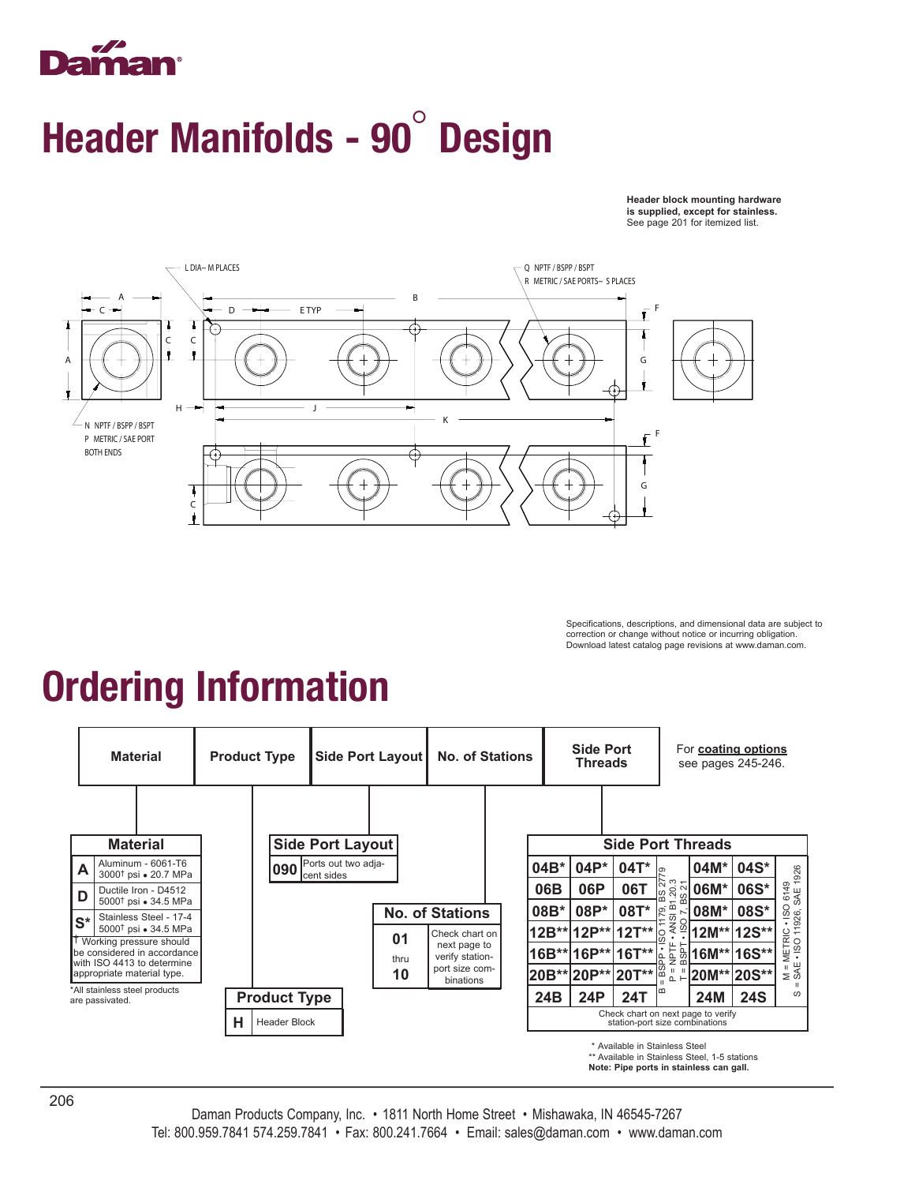# Header Manifolds - 90° Design

**Header block mounting hardware is supplied, except for stainless.**
See page 201 for itemized list.

L DIA~ M PLACES

Q NPTF / BSPP / BSPT
R METRIC / SAE PORTS~ S PLACES

N NPTF / BSPP / BSPT
P METRIC / SAE PORT
BOTH ENDS

Specifications, descriptions, and dimensional data are subject to correction or change without notice or incurring obligation. Download latest catalog page revisions at www.daman.com.

# Ordering Information

| Material | Product Type | Side Port Layout | No. of Stations | Side Port Threads |
|---|---|---|---|---|

For **coating options** see pages 245-246.

### Material

| | |
|---|---|
| **A** | Aluminum - 6061-T6 3000† psi • 20.7 MPa |
| **D** | Ductile Iron - D4512 5000† psi • 34.5 MPa |
| **S*** | Stainless Steel - 17-4 5000† psi • 34.5 MPa |

† Working pressure should be considered in accordance with ISO 4413 to determine appropriate material type.

*All stainless steel products are passivated.

### Product Type

| | |
|---|---|
| **H** | Header Block |

### Side Port Layout

| | |
|---|---|
| **090** | Ports out two adjacent sides |

### No. of Stations

| | |
|---|---|
| **01** thru **10** | Check chart on next page to verify station-port size combinations |

### Side Port Threads

| B | P | T | M | S |
|---|---|---|---|---|
| 04B* | 04P* | 04T* | 04M* | 04S* |
| 06B | 06P | 06T | 06M* | 06S* |
| 08B* | 08P* | 08T* | 08M* | 08S* |
| 12B** | 12P** | 12T** | 12M** | 12S** |
| 16B** | 16P** | 16T** | 16M** | 16S** |
| 20B** | 20P** | 20T** | 20M** | 20S** |
| 24B | 24P | 24T | 24M | 24S |

B = BSPP • ISO 1179, BS 2779
P = NPTF • ANSI B1 20.3
T = BSPT • ISO 7, BS 21
M = METRIC • ISO 6149
S = SAE • ISO 11926, SAE 1926

Check chart on next page to verify station-port size combinations

\* Available in Stainless Steel
** Available in Stainless Steel, 1-5 stations
**Note: Pipe ports in stainless can gall.**

Daman Products Company, Inc. • 1811 North Home Street • Mishawaka, IN 46545-7267
Tel: 800.959.7841 574.259.7841 • Fax: 800.241.7664 • Email: sales@daman.com • www.daman.com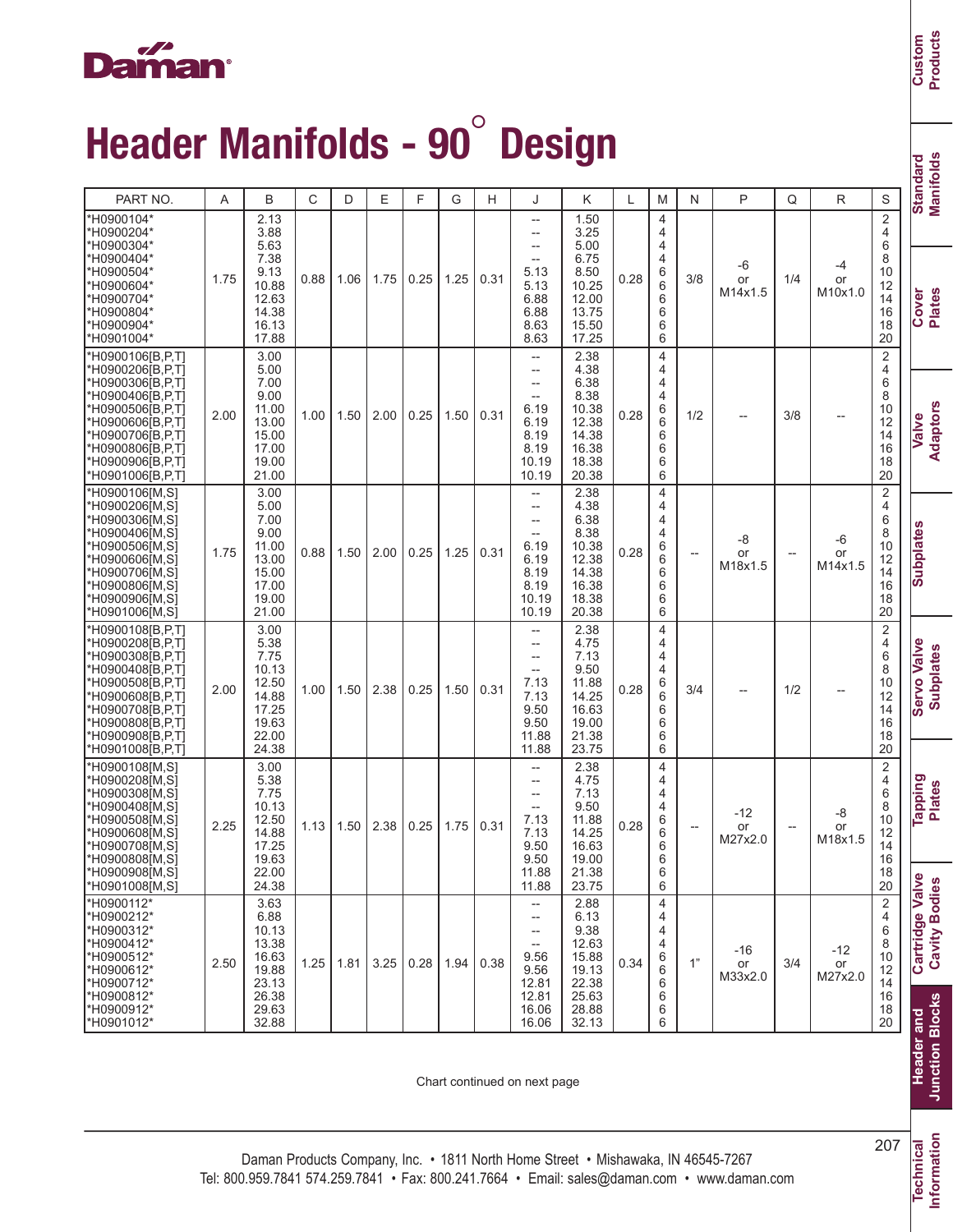# Header Manifolds - 90° Design

| PART NO. | A | B | C | D | E | F | G | H | J | K | L | M | N | P | Q | R | S |
|---|---|---|---|---|---|---|---|---|---|---|---|---|---|---|---|---|---|
| *H0900104* | 1.75 | 2.13 | 0.88 | 1.06 | 1.75 | 0.25 | 1.25 | 0.31 | -- | 1.50 | 0.28 | 4 | 3/8 | -6 or M14x1.5 | 1/4 | -4 or M10x1.0 | 2 |
| *H0900204* | | 3.88 | | | | | | | -- | 3.25 | | 4 | | | | | 4 |
| *H0900304* | | 5.63 | | | | | | | -- | 5.00 | | 4 | | | | | 6 |
| *H0900404* | | 7.38 | | | | | | | -- | 6.75 | | 4 | | | | | 8 |
| *H0900504* | | 9.13 | | | | | | | 5.13 | 8.50 | | 6 | | | | | 10 |
| *H0900604* | | 10.88 | | | | | | | 5.13 | 10.25 | | 6 | | | | | 12 |
| *H0900704* | | 12.63 | | | | | | | 6.88 | 12.00 | | 6 | | | | | 14 |
| *H0900804* | | 14.38 | | | | | | | 6.88 | 13.75 | | 6 | | | | | 16 |
| *H0900904* | | 16.13 | | | | | | | 8.63 | 15.50 | | 6 | | | | | 18 |
| *H0901004* | | 17.88 | | | | | | | 8.63 | 17.25 | | 6 | | | | | 20 |
| *H0900106[B,P,T] | 2.00 | 3.00 | 1.00 | 1.50 | 2.00 | 0.25 | 1.50 | 0.31 | -- | 2.38 | 0.28 | 4 | 1/2 | -- | 3/8 | -- | 2 |
| *H0900206[B,P,T] | | 5.00 | | | | | | | -- | 4.38 | | 4 | | | | | 4 |
| *H0900306[B,P,T] | | 7.00 | | | | | | | -- | 6.38 | | 4 | | | | | 6 |
| *H0900406[B,P,T] | | 9.00 | | | | | | | -- | 8.38 | | 4 | | | | | 8 |
| *H0900506[B,P,T] | | 11.00 | | | | | | | 6.19 | 10.38 | | 6 | | | | | 10 |
| *H0900606[B,P,T] | | 13.00 | | | | | | | 6.19 | 12.38 | | 6 | | | | | 12 |
| *H0900706[B,P,T] | | 15.00 | | | | | | | 8.19 | 14.38 | | 6 | | | | | 14 |
| *H0900806[B,P,T] | | 17.00 | | | | | | | 8.19 | 16.38 | | 6 | | | | | 16 |
| *H0900906[B,P,T] | | 19.00 | | | | | | | 10.19 | 18.38 | | 6 | | | | | 18 |
| *H0901006[B,P,T] | | 21.00 | | | | | | | 10.19 | 20.38 | | 6 | | | | | 20 |
| *H0900106[M,S] | 1.75 | 3.00 | 0.88 | 1.50 | 2.00 | 0.25 | 1.25 | 0.31 | -- | 2.38 | 0.28 | 4 | -- | -8 or M18x1.5 | -- | -6 or M14x1.5 | 2 |
| *H0900206[M,S] | | 5.00 | | | | | | | -- | 4.38 | | 4 | | | | | 4 |
| *H0900306[M,S] | | 7.00 | | | | | | | -- | 6.38 | | 4 | | | | | 6 |
| *H0900406[M,S] | | 9.00 | | | | | | | -- | 8.38 | | 4 | | | | | 8 |
| *H0900506[M,S] | | 11.00 | | | | | | | 6.19 | 10.38 | | 6 | | | | | 10 |
| *H0900606[M,S] | | 13.00 | | | | | | | 6.19 | 12.38 | | 6 | | | | | 12 |
| *H0900706[M,S] | | 15.00 | | | | | | | 8.19 | 14.38 | | 6 | | | | | 14 |
| *H0900806[M,S] | | 17.00 | | | | | | | 8.19 | 16.38 | | 6 | | | | | 16 |
| *H0900906[M,S] | | 19.00 | | | | | | | 10.19 | 18.38 | | 6 | | | | | 18 |
| *H0901006[M,S] | | 21.00 | | | | | | | 10.19 | 20.38 | | 6 | | | | | 20 |
| *H0900108[B,P,T] | 2.00 | 3.00 | 1.00 | 1.50 | 2.38 | 0.25 | 1.50 | 0.31 | -- | 2.38 | 0.28 | 4 | 3/4 | -- | 1/2 | -- | 2 |
| *H0900208[B,P,T] | | 5.38 | | | | | | | -- | 4.75 | | 4 | | | | | 4 |
| *H0900308[B,P,T] | | 7.75 | | | | | | | -- | 7.13 | | 4 | | | | | 6 |
| *H0900408[B,P,T] | | 10.13 | | | | | | | -- | 9.50 | | 4 | | | | | 8 |
| *H0900508[B,P,T] | | 12.50 | | | | | | | 7.13 | 11.88 | | 6 | | | | | 10 |
| *H0900608[B,P,T] | | 14.88 | | | | | | | 7.13 | 14.25 | | 6 | | | | | 12 |
| *H0900708[B,P,T] | | 17.25 | | | | | | | 9.50 | 16.63 | | 6 | | | | | 14 |
| *H0900808[B,P,T] | | 19.63 | | | | | | | 9.50 | 19.00 | | 6 | | | | | 16 |
| *H0900908[B,P,T] | | 22.00 | | | | | | | 11.88 | 21.38 | | 6 | | | | | 18 |
| *H0901008[B,P,T] | | 24.38 | | | | | | | 11.88 | 23.75 | | 6 | | | | | 20 |
| *H0900108[M,S] | 2.25 | 3.00 | 1.13 | 1.50 | 2.38 | 0.25 | 1.75 | 0.31 | -- | 2.38 | 0.28 | 4 | -- | -12 or M27x2.0 | -- | -8 or M18x1.5 | 2 |
| *H0900208[M,S] | | 5.38 | | | | | | | -- | 4.75 | | 4 | | | | | 4 |
| *H0900308[M,S] | | 7.75 | | | | | | | -- | 7.13 | | 4 | | | | | 6 |
| *H0900408[M,S] | | 10.13 | | | | | | | -- | 9.50 | | 4 | | | | | 8 |
| *H0900508[M,S] | | 12.50 | | | | | | | 7.13 | 11.88 | | 6 | | | | | 10 |
| *H0900608[M,S] | | 14.88 | | | | | | | 7.13 | 14.25 | | 6 | | | | | 12 |
| *H0900708[M,S] | | 17.25 | | | | | | | 9.50 | 16.63 | | 6 | | | | | 14 |
| *H0900808[M,S] | | 19.63 | | | | | | | 9.50 | 19.00 | | 6 | | | | | 16 |
| *H0900908[M,S] | | 22.00 | | | | | | | 11.88 | 21.38 | | 6 | | | | | 18 |
| *H0901008[M,S] | | 24.38 | | | | | | | 11.88 | 23.75 | | 6 | | | | | 20 |
| *H0900112* | 2.50 | 3.63 | 1.25 | 1.81 | 3.25 | 0.28 | 1.94 | 0.38 | -- | 2.88 | 0.34 | 4 | 1" | -16 or M33x2.0 | 3/4 | -12 or M27x2.0 | 2 |
| *H0900212* | | 6.88 | | | | | | | -- | 6.13 | | 4 | | | | | 4 |
| *H0900312* | | 10.13 | | | | | | | -- | 9.38 | | 4 | | | | | 6 |
| *H0900412* | | 13.38 | | | | | | | -- | 12.63 | | 4 | | | | | 8 |
| *H0900512* | | 16.63 | | | | | | | 9.56 | 15.88 | | 6 | | | | | 10 |
| *H0900612* | | 19.88 | | | | | | | 9.56 | 19.13 | | 6 | | | | | 12 |
| *H0900712* | | 23.13 | | | | | | | 12.81 | 22.38 | | 6 | | | | | 14 |
| *H0900812* | | 26.38 | | | | | | | 12.81 | 25.63 | | 6 | | | | | 16 |
| *H0900912* | | 29.63 | | | | | | | 16.06 | 28.88 | | 6 | | | | | 18 |
| *H0901012* | | 32.88 | | | | | | | 16.06 | 32.13 | | 6 | | | | | 20 |

Chart continued on next page

Daman Products Company, Inc. • 1811 North Home Street • Mishawaka, IN 46545-7267
Tel: 800.959.7841 574.259.7841 • Fax: 800.241.7664 • Email: sales@daman.com • www.daman.com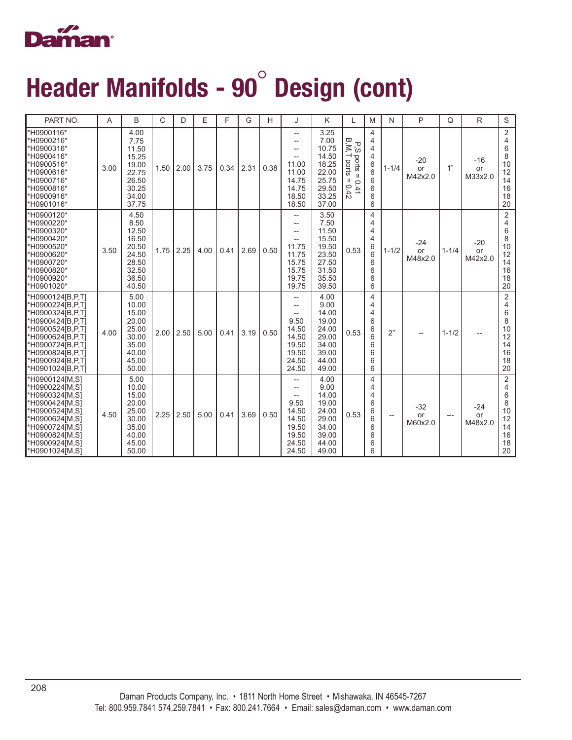Daman

# Header Manifolds - 90° Design (cont)

| PART NO. | A | B | C | D | E | F | G | H | J | K | L | M | N | P | Q | R | S |
|---|---|---|---|---|---|---|---|---|---|---|---|---|---|---|---|---|---|
| *H0900116* | 3.00 | 4.00 | 1.50 | 2.00 | 3.75 | 0.34 | 2.31 | 0.38 | -- | 3.25 | P,S ports = 0.41 B,M,T ports = 0.42 | 4 | 1-1/4 | -20 or M42x2.0 | 1" | -16 or M33x2.0 | 2 |
| *H0900216* | | 7.75 | | | | | | | -- | 7.00 | | 4 | | | | | 4 |
| *H0900316* | | 11.50 | | | | | | | -- | 10.75 | | 4 | | | | | 6 |
| *H0900416* | | 15.25 | | | | | | | -- | 14.50 | | 4 | | | | | 8 |
| *H0900516* | | 19.00 | | | | | | | 11.00 | 18.25 | | 6 | | | | | 10 |
| *H0900616* | | 22.75 | | | | | | | 11.00 | 22.00 | | 6 | | | | | 12 |
| *H0900716* | | 26.50 | | | | | | | 14.75 | 25.75 | | 6 | | | | | 14 |
| *H0900816* | | 30.25 | | | | | | | 14.75 | 29.50 | | 6 | | | | | 16 |
| *H0900916* | | 34.00 | | | | | | | 18.50 | 33.25 | | 6 | | | | | 18 |
| *H0901016* | | 37.75 | | | | | | | 18.50 | 37.00 | | 6 | | | | | 20 |
| *H0900120* | 3.50 | 4.50 | 1.75 | 2.25 | 4.00 | 0.41 | 2.69 | 0.50 | -- | 3.50 | 0.53 | 4 | 1-1/2 | -24 or M48x2.0 | 1-1/4 | -20 or M42x2.0 | 2 |
| *H0900220* | | 8.50 | | | | | | | -- | 7.50 | | 4 | | | | | 4 |
| *H0900320* | | 12.50 | | | | | | | -- | 11.50 | | 4 | | | | | 6 |
| *H0900420* | | 16.50 | | | | | | | -- | 15.50 | | 4 | | | | | 8 |
| *H0900520* | | 20.50 | | | | | | | 11.75 | 19.50 | | 6 | | | | | 10 |
| *H0900620* | | 24.50 | | | | | | | 11.75 | 23.50 | | 6 | | | | | 12 |
| *H0900720* | | 28.50 | | | | | | | 15.75 | 27.50 | | 6 | | | | | 14 |
| *H0900820* | | 32.50 | | | | | | | 15.75 | 31.50 | | 6 | | | | | 16 |
| *H0900920* | | 36.50 | | | | | | | 19.75 | 35.50 | | 6 | | | | | 18 |
| *H0901020* | | 40.50 | | | | | | | 19.75 | 39.50 | | 6 | | | | | 20 |
| *H0900124[B,P,T] | 4.00 | 5.00 | 2.00 | 2.50 | 5.00 | 0.41 | 3.19 | 0.50 | -- | 4.00 | 0.53 | 4 | 2" | -- | 1-1/2 | -- | 2 |
| *H0900224[B,P,T] | | 10.00 | | | | | | | -- | 9.00 | | 4 | | | | | 4 |
| *H0900324[B,P,T] | | 15.00 | | | | | | | -- | 14.00 | | 4 | | | | | 6 |
| *H0900424[B,P,T] | | 20.00 | | | | | | | 9.50 | 19.00 | | 6 | | | | | 8 |
| *H0900524[B,P,T] | | 25.00 | | | | | | | 14.50 | 24.00 | | 6 | | | | | 10 |
| *H0900624[B,P,T] | | 30.00 | | | | | | | 14.50 | 29.00 | | 6 | | | | | 12 |
| *H0900724[B,P,T] | | 35.00 | | | | | | | 19.50 | 34.00 | | 6 | | | | | 14 |
| *H0900824[B,P,T] | | 40.00 | | | | | | | 19.50 | 39.00 | | 6 | | | | | 16 |
| *H0900924[B,P,T] | | 45.00 | | | | | | | 24.50 | 44.00 | | 6 | | | | | 18 |
| *H0901024[B,P,T] | | 50.00 | | | | | | | 24.50 | 49.00 | | 6 | | | | | 20 |
| *H0900124[M,S] | 4.50 | 5.00 | 2.25 | 2.50 | 5.00 | 0.41 | 3.69 | 0.50 | -- | 4.00 | 0.53 | 4 | -- | -32 or M60x2.0 | --- | -24 or M48x2.0 | 2 |
| *H0900224[M,S] | | 10.00 | | | | | | | -- | 9.00 | | 4 | | | | | 4 |
| *H0900324[M,S] | | 15.00 | | | | | | | -- | 14.00 | | 4 | | | | | 6 |
| *H0900424[M,S] | | 20.00 | | | | | | | 9.50 | 19.00 | | 6 | | | | | 8 |
| *H0900524[M,S] | | 25.00 | | | | | | | 14.50 | 24.00 | | 6 | | | | | 10 |
| *H0900624[M,S] | | 30.00 | | | | | | | 14.50 | 29.00 | | 6 | | | | | 12 |
| *H0900724[M,S] | | 35.00 | | | | | | | 19.50 | 34.00 | | 6 | | | | | 14 |
| *H0900824[M,S] | | 40.00 | | | | | | | 19.50 | 39.00 | | 6 | | | | | 16 |
| *H0900924[M,S] | | 45.00 | | | | | | | 24.50 | 44.00 | | 6 | | | | | 18 |
| *H0901024[M,S] | | 50.00 | | | | | | | 24.50 | 49.00 | | 6 | | | | | 20 |

Daman Products Company, Inc. • 1811 North Home Street • Mishawaka, IN 46545-7267
Tel: 800.959.7841 574.259.7841 • Fax: 800.241.7664 • Email: sales@daman.com • www.daman.com